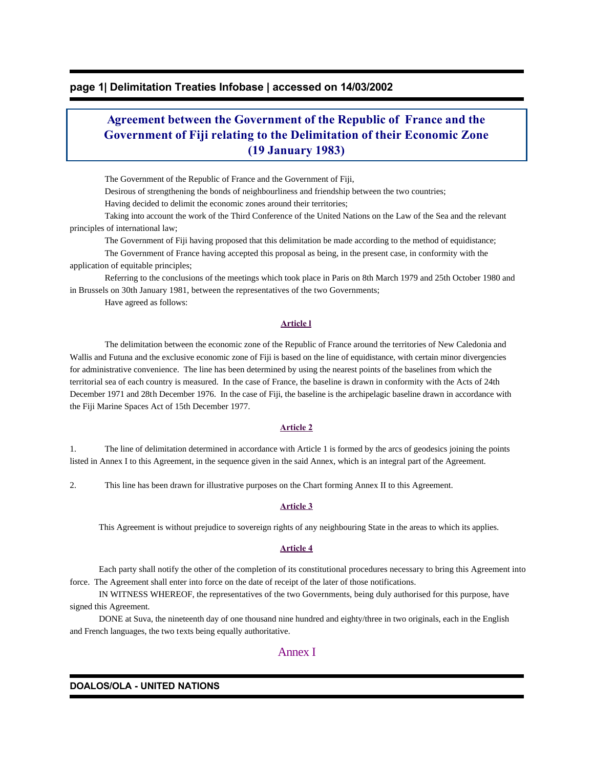# Agreement between the Government of the Republic of France and the Government of Fiji relating to the Delimitation of their Economic Zone (19 January 1983)

The Government of the Republic of France and the Government of Fiji,

Desirous of strengthening the bonds of neighbourliness and friendship between the two countries;

Having decided to delimit the economic zones around their territories;

Taking into account the work of the Third Conference of the United Nations on the Law of the Sea and the relevant principles of international law;

The Government of Fiji having proposed that this delimitation be made according to the method of equidistance;

The Government of France having accepted this proposal as being, in the present case, in conformity with the application of equitable principles;

Referring to the conclusions of the meetings which took place in Paris on 8th March 1979 and 25th October 1980 and in Brussels on 30th January 1981, between the representatives of the two Governments;

Have agreed as follows:

## Article l

The delimitation between the economic zone of the Republic of France around the territories of New Caledonia and Wallis and Futuna and the exclusive economic zone of Fiji is based on the line of equidistance, with certain minor divergencies for administrative convenience. The line has been determined by using the nearest points of the baselines from which the territorial sea of each country is measured. In the case of France, the baseline is drawn in conformity with the Acts of 24th December 1971 and 28th December 1976. In the case of Fiji, the baseline is the archipelagic baseline drawn in accordance with the Fiji Marine Spaces Act of 15th December 1977.

## Article 2

1. The line of delimitation determined in accordance with Article 1 is formed by the arcs of geodesics joining the points listed in Annex I to this Agreement, in the sequence given in the said Annex, which is an integral part of the Agreement.

2. This line has been drawn for illustrative purposes on the Chart forming Annex II to this Agreement.

## Article 3

This Agreement is without prejudice to sovereign rights of any neighbouring State in the areas to which its applies.

## Article 4

Each party shall notify the other of the completion of its constitutional procedures necessary to bring this Agreement into force. The Agreement shall enter into force on the date of receipt of the later of those notifications.

IN WITNESS WHEREOF, the representatives of the two Governments, being duly authorised for this purpose, have signed this Agreement.

DONE at Suva, the nineteenth day of one thousand nine hundred and eighty/three in two originals, each in the English and French languages, the two texts being equally authoritative.

## Annex I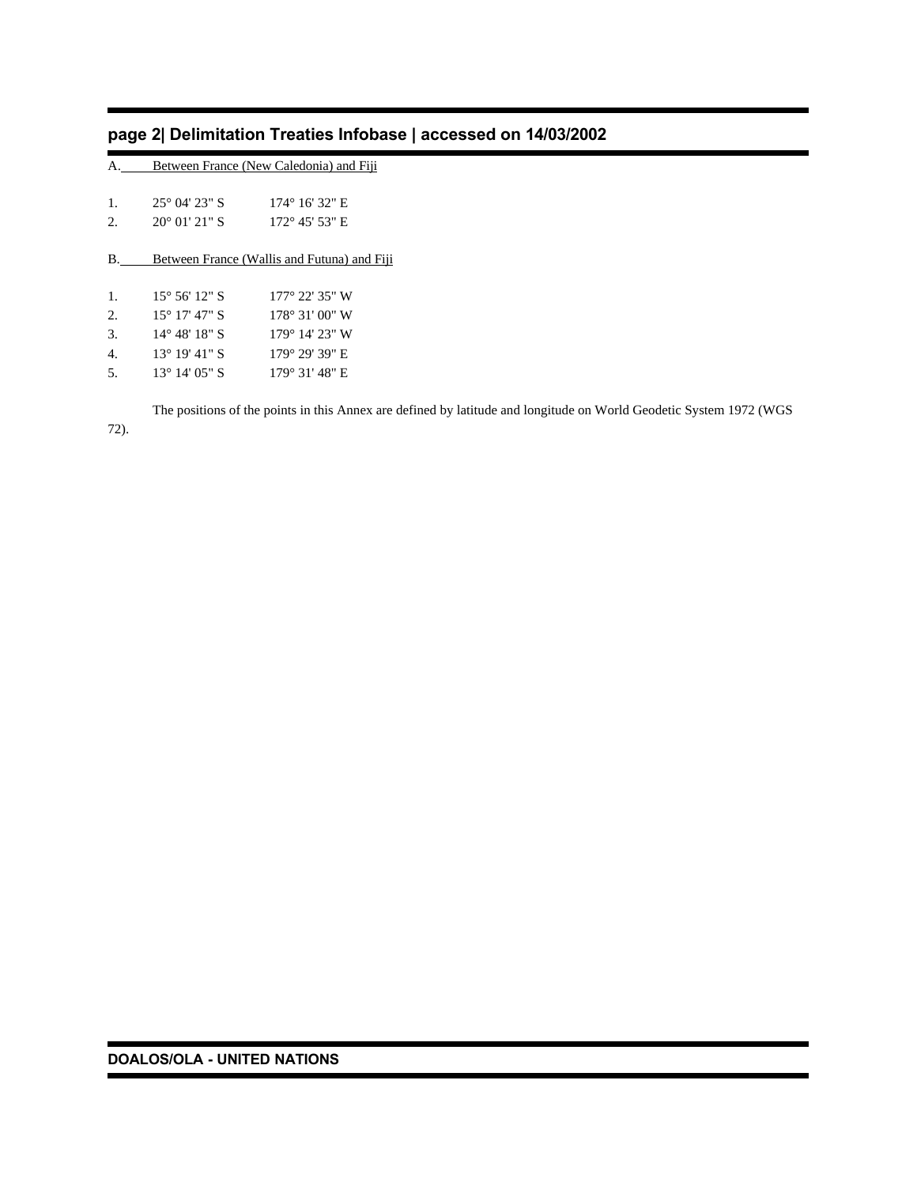A. Between France (New Caledonia) and Fiji

| | | |
|---|---|---|
| 1. | 25° 04' 23" S | 174° 16' 32" E |
| 2. | 20° 01' 21" S | 172° 45' 53" E |

B. Between France (Wallis and Futuna) and Fiji

| | | |
|---|---|---|
| 1. | 15° 56' 12" S | 177° 22' 35" W |
| 2. | 15° 17' 47" S | 178° 31' 00" W |
| 3. | 14° 48' 18" S | 179° 14' 23" W |
| 4. | 13° 19' 41" S | 179° 29' 39" E |
| 5. | 13° 14' 05" S | 179° 31' 48" E |

The positions of the points in this Annex are defined by latitude and longitude on World Geodetic System 1972 (WGS 72).